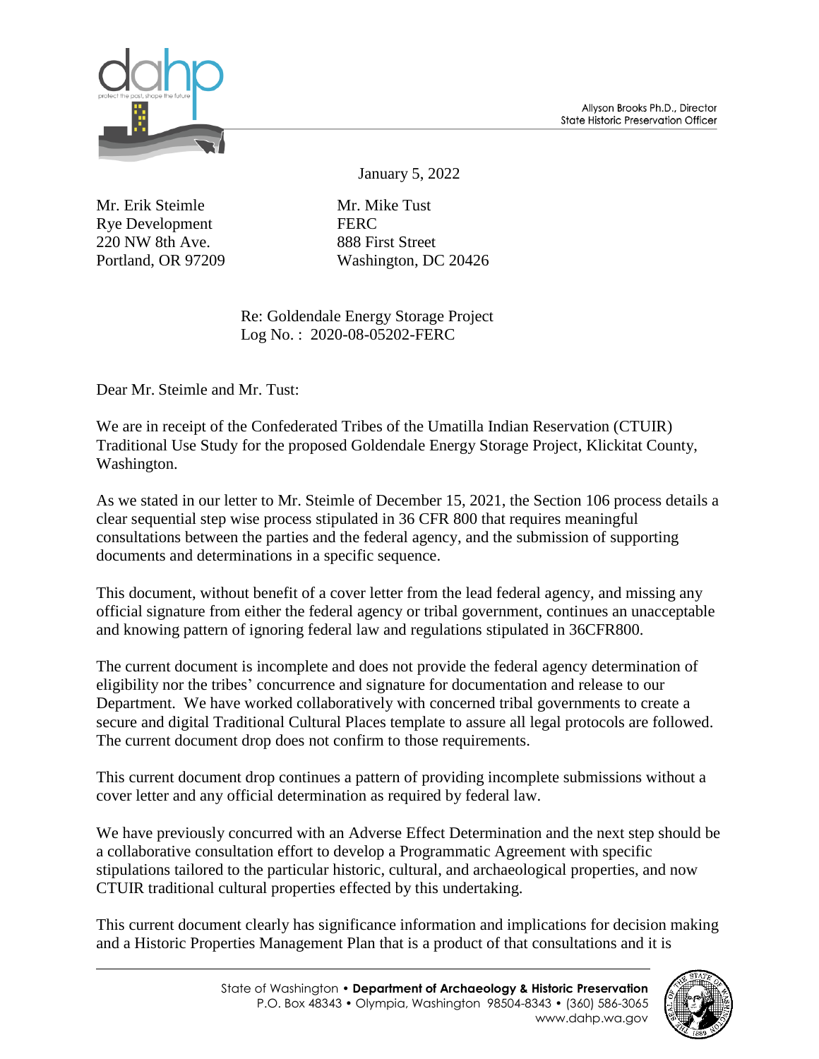Allyson Brooks Ph.D., Director
State Historic Preservation Officer

January 5, 2022

Mr. Erik Steimle
Rye Development
220 NW 8th Ave.
Portland, OR 97209

Mr. Mike Tust
FERC
888 First Street
Washington, DC 20426

Re: Goldendale Energy Storage Project
Log No. : 2020-08-05202-FERC

Dear Mr. Steimle and Mr. Tust:

We are in receipt of the Confederated Tribes of the Umatilla Indian Reservation (CTUIR) Traditional Use Study for the proposed Goldendale Energy Storage Project, Klickitat County, Washington.

As we stated in our letter to Mr. Steimle of December 15, 2021, the Section 106 process details a clear sequential step wise process stipulated in 36 CFR 800 that requires meaningful consultations between the parties and the federal agency, and the submission of supporting documents and determinations in a specific sequence.

This document, without benefit of a cover letter from the lead federal agency, and missing any official signature from either the federal agency or tribal government, continues an unacceptable and knowing pattern of ignoring federal law and regulations stipulated in 36CFR800.

The current document is incomplete and does not provide the federal agency determination of eligibility nor the tribes' concurrence and signature for documentation and release to our Department. We have worked collaboratively with concerned tribal governments to create a secure and digital Traditional Cultural Places template to assure all legal protocols are followed. The current document drop does not confirm to those requirements.

This current document drop continues a pattern of providing incomplete submissions without a cover letter and any official determination as required by federal law.

We have previously concurred with an Adverse Effect Determination and the next step should be a collaborative consultation effort to develop a Programmatic Agreement with specific stipulations tailored to the particular historic, cultural, and archaeological properties, and now CTUIR traditional cultural properties effected by this undertaking.

This current document clearly has significance information and implications for decision making and a Historic Properties Management Plan that is a product of that consultations and it is

State of Washington • **Department of Archaeology & Historic Preservation**
P.O. Box 48343 • Olympia, Washington 98504-8343 • (360) 586-3065
www.dahp.wa.gov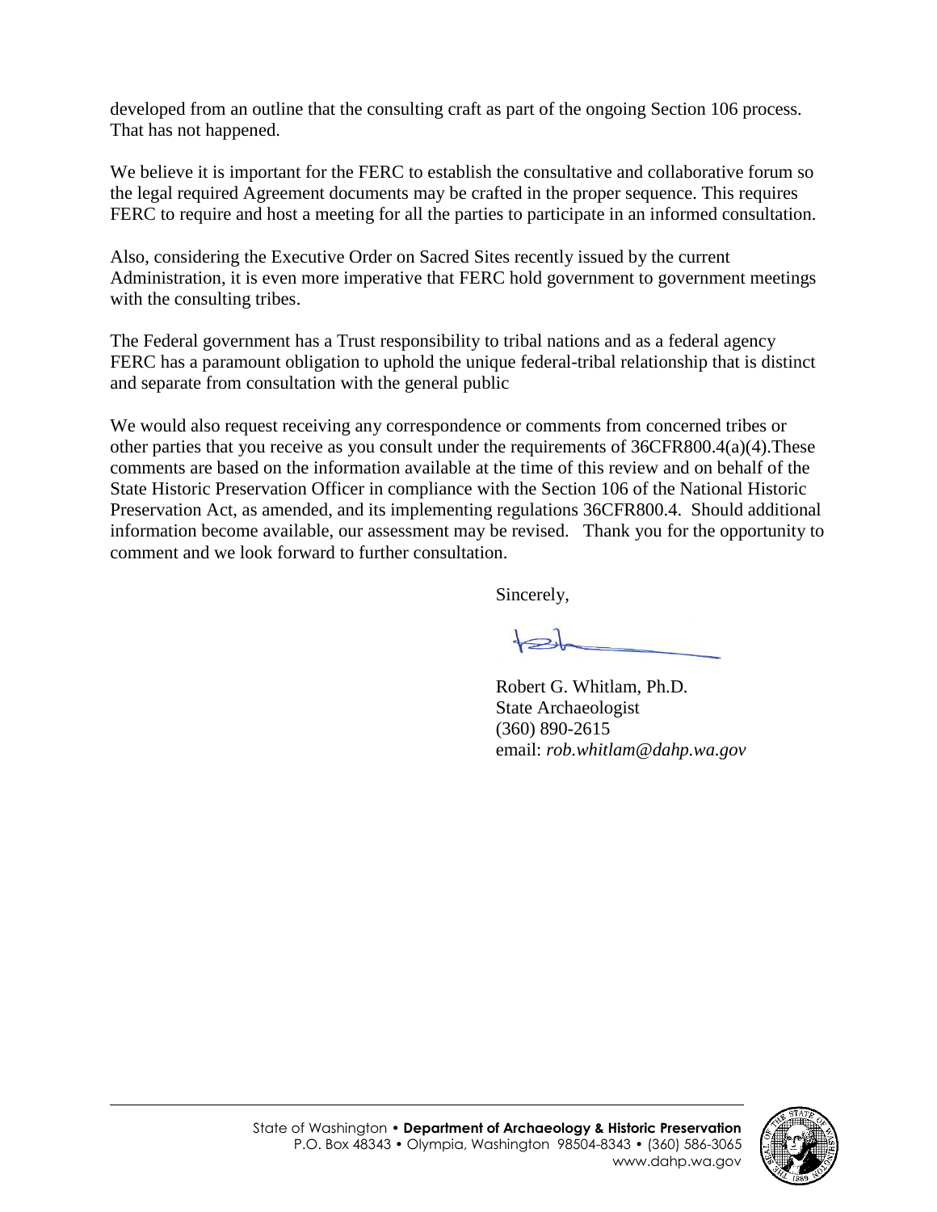developed from an outline that the consulting craft as part of the ongoing Section 106 process. That has not happened.

We believe it is important for the FERC to establish the consultative and collaborative forum so the legal required Agreement documents may be crafted in the proper sequence. This requires FERC to require and host a meeting for all the parties to participate in an informed consultation.

Also, considering the Executive Order on Sacred Sites recently issued by the current Administration, it is even more imperative that FERC hold government to government meetings with the consulting tribes.

The Federal government has a Trust responsibility to tribal nations and as a federal agency FERC has a paramount obligation to uphold the unique federal-tribal relationship that is distinct and separate from consultation with the general public

We would also request receiving any correspondence or comments from concerned tribes or other parties that you receive as you consult under the requirements of 36CFR800.4(a)(4).These comments are based on the information available at the time of this review and on behalf of the State Historic Preservation Officer in compliance with the Section 106 of the National Historic Preservation Act, as amended, and its implementing regulations 36CFR800.4. Should additional information become available, our assessment may be revised. Thank you for the opportunity to comment and we look forward to further consultation.

Sincerely,

Robert G. Whitlam, Ph.D.
State Archaeologist
(360) 890-2615
email: *rob.whitlam@dahp.wa.gov*

State of Washington • **Department of Archaeology & Historic Preservation**
P.O. Box 48343 • Olympia, Washington 98504-8343 • (360) 586-3065
www.dahp.wa.gov